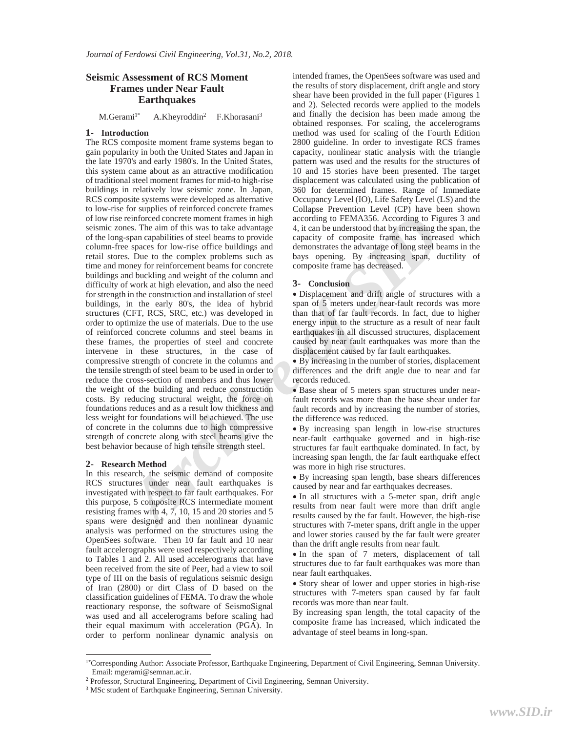# Seismic Assessment of RCS Moment Frames under Near Fault Earthquakes

M.Gerami[1*] A.Kheyroddin[2] F.Khorasani[3]

## 1- Introduction

The RCS composite moment frame systems began to gain popularity in both the United States and Japan in the late 1970's and early 1980's. In the United States, this system came about as an attractive modification of traditional steel moment frames for mid-to high-rise buildings in relatively low seismic zone. In Japan, RCS composite systems were developed as alternative to low-rise for supplies of reinforced concrete frames of low rise reinforced concrete moment frames in high seismic zones. The aim of this was to take advantage of the long-span capabilities of steel beams to provide column-free spaces for low-rise office buildings and retail stores. Due to the complex problems such as time and money for reinforcement beams for concrete buildings and buckling and weight of the column and difficulty of work at high elevation, and also the need for strength in the construction and installation of steel buildings, in the early 80's, the idea of hybrid structures (CFT, RCS, SRC, etc.) was developed in order to optimize the use of materials. Due to the use of reinforced concrete columns and steel beams in these frames, the properties of steel and concrete intervene in these structures, in the case of compressive strength of concrete in the columns and the tensile strength of steel beam to be used in order to reduce the cross-section of members and thus lower the weight of the building and reduce construction costs. By reducing structural weight, the force on foundations reduces and as a result low thickness and less weight for foundations will be achieved. The use of concrete in the columns due to high compressive strength of concrete along with steel beams give the best behavior because of high tensile strength steel.

## 2- Research Method

In this research, the seismic demand of composite RCS structures under near fault earthquakes is investigated with respect to far fault earthquakes. For this purpose, 5 composite RCS intermediate moment resisting frames with 4, 7, 10, 15 and 20 stories and 5 spans were designed and then nonlinear dynamic analysis was performed on the structures using the OpenSees software. Then 10 far fault and 10 near fault accelerographs were used respectively according to Tables 1 and 2. All used accelerograms that have been received from the site of Peer, had a view to soil type of III on the basis of regulations seismic design of Iran (2800) or dirt Class of D based on the classification guidelines of FEMA. To draw the whole reactionary response, the software of SeismoSignal was used and all accelerograms before scaling had their equal maximum with acceleration (PGA). In order to perform nonlinear dynamic analysis on intended frames, the OpenSees software was used and the results of story displacement, drift angle and story shear have been provided in the full paper (Figures 1 and 2). Selected records were applied to the models and finally the decision has been made among the obtained responses. For scaling, the accelerograms method was used for scaling of the Fourth Edition 2800 guideline. In order to investigate RCS frames capacity, nonlinear static analysis with the triangle pattern was used and the results for the structures of 10 and 15 stories have been presented. The target displacement was calculated using the publication of 360 for determined frames. Range of Immediate Occupancy Level (IO), Life Safety Level (LS) and the Collapse Prevention Level (CP) have been shown according to FEMA356. According to Figures 3 and 4, it can be understood that by increasing the span, the capacity of composite frame has increased which demonstrates the advantage of long steel beams in the bays opening. By increasing span, ductility of composite frame has decreased.

## 3- Conclusion

- Displacement and drift angle of structures with a span of 5 meters under near-fault records was more than that of far fault records. In fact, due to higher energy input to the structure as a result of near fault earthquakes in all discussed structures, displacement caused by near fault earthquakes was more than the displacement caused by far fault earthquakes.
- By increasing in the number of stories, displacement differences and the drift angle due to near and far records reduced.
- Base shear of 5 meters span structures under near-fault records was more than the base shear under far fault records and by increasing the number of stories, the difference was reduced.
- By increasing span length in low-rise structures near-fault earthquake governed and in high-rise structures far fault earthquake dominated. In fact, by increasing span length, the far fault earthquake effect was more in high rise structures.
- By increasing span length, base shears differences caused by near and far earthquakes decreases.
- In all structures with a 5-meter span, drift angle results from near fault were more than drift angle results caused by the far fault. However, the high-rise structures with 7-meter spans, drift angle in the upper and lower stories caused by the far fault were greater than the drift angle results from near fault.
- In the span of 7 meters, displacement of tall structures due to far fault earthquakes was more than near fault earthquakes.
- Story shear of lower and upper stories in high-rise structures with 7-meters span caused by far fault records was more than near fault.

By increasing span length, the total capacity of the composite frame has increased, which indicated the advantage of steel beams in long-span.

---

[1*] Corresponding Author: Associate Professor, Earthquake Engineering, Department of Civil Engineering, Semnan University. Email: mgerami@semnan.ac.ir.

[2] Professor, Structural Engineering, Department of Civil Engineering, Semnan University.

[3] MSc student of Earthquake Engineering, Semnan University.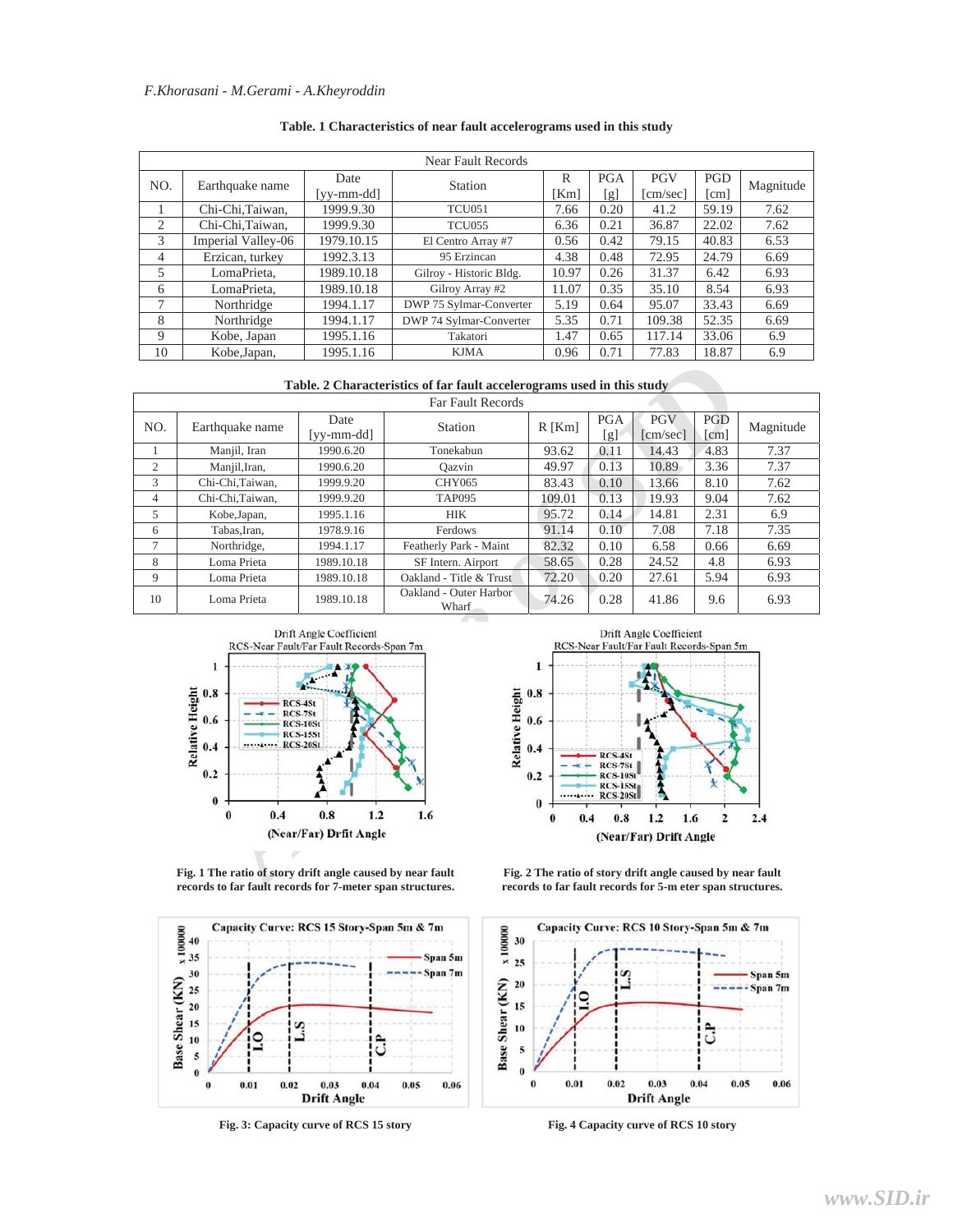**Table. 1 Characteristics of near fault accelerograms used in this study**

| Near Fault Records | | | | | | | | |
|---|---|---|---|---|---|---|---|---|
| NO. | Earthquake name | Date [yy-mm-dd] | Station | R [Km] | PGA [g] | PGV [cm/sec] | PGD [cm] | Magnitude |
| 1 | Chi-Chi,Taiwan, | 1999.9.30 | TCU051 | 7.66 | 0.20 | 41.2 | 59.19 | 7.62 |
| 2 | Chi-Chi,Taiwan, | 1999.9.30 | TCU055 | 6.36 | 0.21 | 36.87 | 22.02 | 7.62 |
| 3 | Imperial Valley-06 | 1979.10.15 | El Centro Array #7 | 0.56 | 0.42 | 79.15 | 40.83 | 6.53 |
| 4 | Erzican, turkey | 1992.3.13 | 95 Erzincan | 4.38 | 0.48 | 72.95 | 24.79 | 6.69 |
| 5 | LomaPrieta, | 1989.10.18 | Gilroy - Historic Bldg. | 10.97 | 0.26 | 31.37 | 6.42 | 6.93 |
| 6 | LomaPrieta, | 1989.10.18 | Gilroy Array #2 | 11.07 | 0.35 | 35.10 | 8.54 | 6.93 |
| 7 | Northridge | 1994.1.17 | DWP 75 Sylmar-Converter | 5.19 | 0.64 | 95.07 | 33.43 | 6.69 |
| 8 | Northridge | 1994.1.17 | DWP 74 Sylmar-Converter | 5.35 | 0.71 | 109.38 | 52.35 | 6.69 |
| 9 | Kobe, Japan | 1995.1.16 | Takatori | 1.47 | 0.65 | 117.14 | 33.06 | 6.9 |
| 10 | Kobe,Japan, | 1995.1.16 | KJMA | 0.96 | 0.71 | 77.83 | 18.87 | 6.9 |

**Table. 2 Characteristics of far fault accelerograms used in this study**

| Far Fault Records | | | | | | | | |
|---|---|---|---|---|---|---|---|---|
| NO. | Earthquake name | Date [yy-mm-dd] | Station | R [Km] | PGA [g] | PGV [cm/sec] | PGD [cm] | Magnitude |
| 1 | Manjil, Iran | 1990.6.20 | Tonekabun | 93.62 | 0.11 | 14.43 | 4.83 | 7.37 |
| 2 | Manjil,Iran, | 1990.6.20 | Qazvin | 49.97 | 0.13 | 10.89 | 3.36 | 7.37 |
| 3 | Chi-Chi,Taiwan, | 1999.9.20 | CHY065 | 83.43 | 0.10 | 13.66 | 8.10 | 7.62 |
| 4 | Chi-Chi,Taiwan, | 1999.9.20 | TAP095 | 109.01 | 0.13 | 19.93 | 9.04 | 7.62 |
| 5 | Kobe,Japan, | 1995.1.16 | HIK | 95.72 | 0.14 | 14.81 | 2.31 | 6.9 |
| 6 | Tabas,Iran, | 1978.9.16 | Ferdows | 91.14 | 0.10 | 7.08 | 7.18 | 7.35 |
| 7 | Northridge, | 1994.1.17 | Featherly Park - Maint | 82.32 | 0.10 | 6.58 | 0.66 | 6.69 |
| 8 | Loma Prieta | 1989.10.18 | SF Intern. Airport | 58.65 | 0.28 | 24.52 | 4.8 | 6.93 |
| 9 | Loma Prieta | 1989.10.18 | Oakland - Title & Trust | 72.20 | 0.20 | 27.61 | 5.94 | 6.93 |
| 10 | Loma Prieta | 1989.10.18 | Oakland - Outer Harbor Wharf | 74.26 | 0.28 | 41.86 | 9.6 | 6.93 |

Drift Angle Coefficient
RCS-Near Fault/Far Fault Records-Span 7m
Relative Height
(Near/Far) Drfit Angle
RCS-4St
RCS-7St
RCS-10St
RCS-15St
RCS-20St

Fig. 1 The ratio of story drift angle caused by near fault records to far fault records for 7-meter span structures.

Drift Angle Coefficient
RCS-Near Fault/Far Fault Records-Span 5m
Relative Height
(Near/Far) Drift Angle
RCS-4St
RCS-7St
RCS-10St
RCS-15St
RCS-20St

Fig. 2 The ratio of story drift angle caused by near fault records to far fault records for 5-m eter span structures.

Capacity Curve: RCS 15 Story-Span 5m & 7m
Base Shear (KN) x 100000
Drift Angle
Span 5m
Span 7m
I.O
L.S
C.P

Fig. 3: Capacity curve of RCS 15 story

Capacity Curve: RCS 10 Story-Span 5m & 7m
Base Shear (KN) x 100000
Drift Angle
Span 5m
Span 7m
I.O
L.S
C.P

Fig. 4 Capacity curve of RCS 10 story